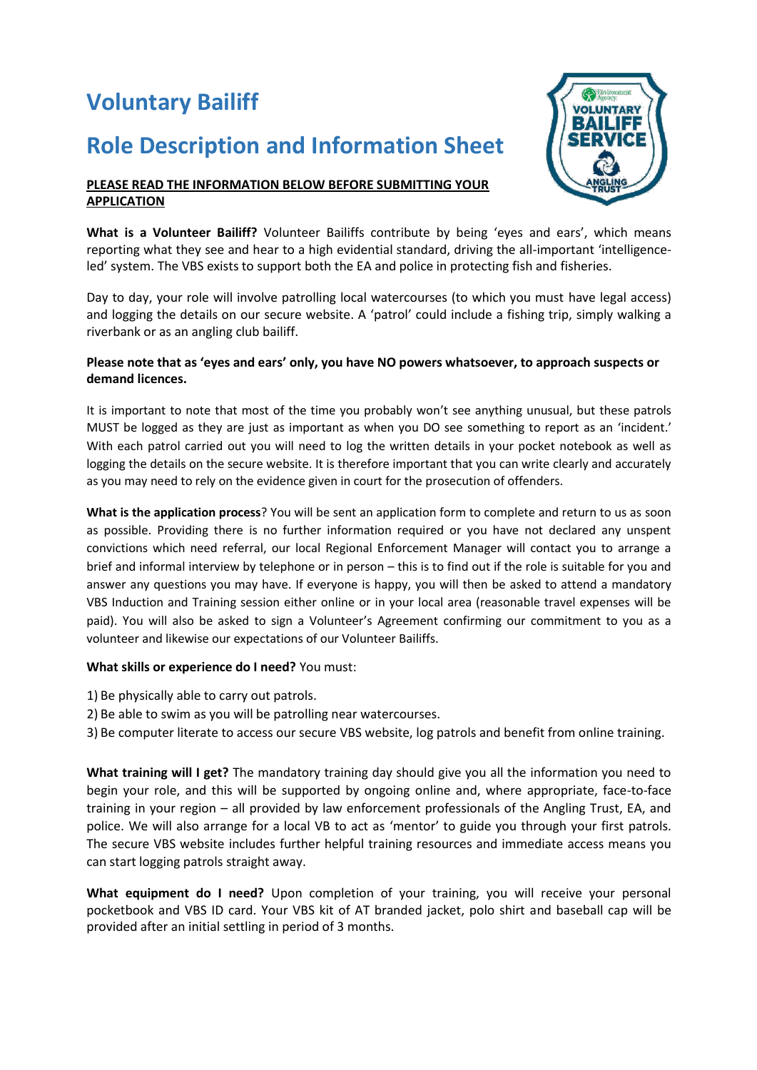// Voluntary Bailiff

## Role Description and Information Sheet

**PLEASE READ THE INFORMATION BELOW BEFORE SUBMITTING YOUR APPLICATION**

**What is a Volunteer Bailiff?** Volunteer Bailiffs contribute by being 'eyes and ears', which means reporting what they see and hear to a high evidential standard, driving the all-important 'intelligence-led' system. The VBS exists to support both the EA and police in protecting fish and fisheries.

Day to day, your role will involve patrolling local watercourses (to which you must have legal access) and logging the details on our secure website. A 'patrol' could include a fishing trip, simply walking a riverbank or as an angling club bailiff.

**Please note that as 'eyes and ears' only, you have NO powers whatsoever, to approach suspects or demand licences.**

It is important to note that most of the time you probably won't see anything unusual, but these patrols MUST be logged as they are just as important as when you DO see something to report as an 'incident.' With each patrol carried out you will need to log the written details in your pocket notebook as well as logging the details on the secure website. It is therefore important that you can write clearly and accurately as you may need to rely on the evidence given in court for the prosecution of offenders.

**What is the application process**? You will be sent an application form to complete and return to us as soon as possible. Providing there is no further information required or you have not declared any unspent convictions which need referral, our local Regional Enforcement Manager will contact you to arrange a brief and informal interview by telephone or in person – this is to find out if the role is suitable for you and answer any questions you may have. If everyone is happy, you will then be asked to attend a mandatory VBS Induction and Training session either online or in your local area (reasonable travel expenses will be paid). You will also be asked to sign a Volunteer's Agreement confirming our commitment to you as a volunteer and likewise our expectations of our Volunteer Bailiffs.

**What skills or experience do I need?** You must:

1) Be physically able to carry out patrols.
2) Be able to swim as you will be patrolling near watercourses.
3) Be computer literate to access our secure VBS website, log patrols and benefit from online training.

**What training will I get?** The mandatory training day should give you all the information you need to begin your role, and this will be supported by ongoing online and, where appropriate, face-to-face training in your region – all provided by law enforcement professionals of the Angling Trust, EA, and police. We will also arrange for a local VB to act as 'mentor' to guide you through your first patrols. The secure VBS website includes further helpful training resources and immediate access means you can start logging patrols straight away.

**What equipment do I need?** Upon completion of your training, you will receive your personal pocketbook and VBS ID card. Your VBS kit of AT branded jacket, polo shirt and baseball cap will be provided after an initial settling in period of 3 months.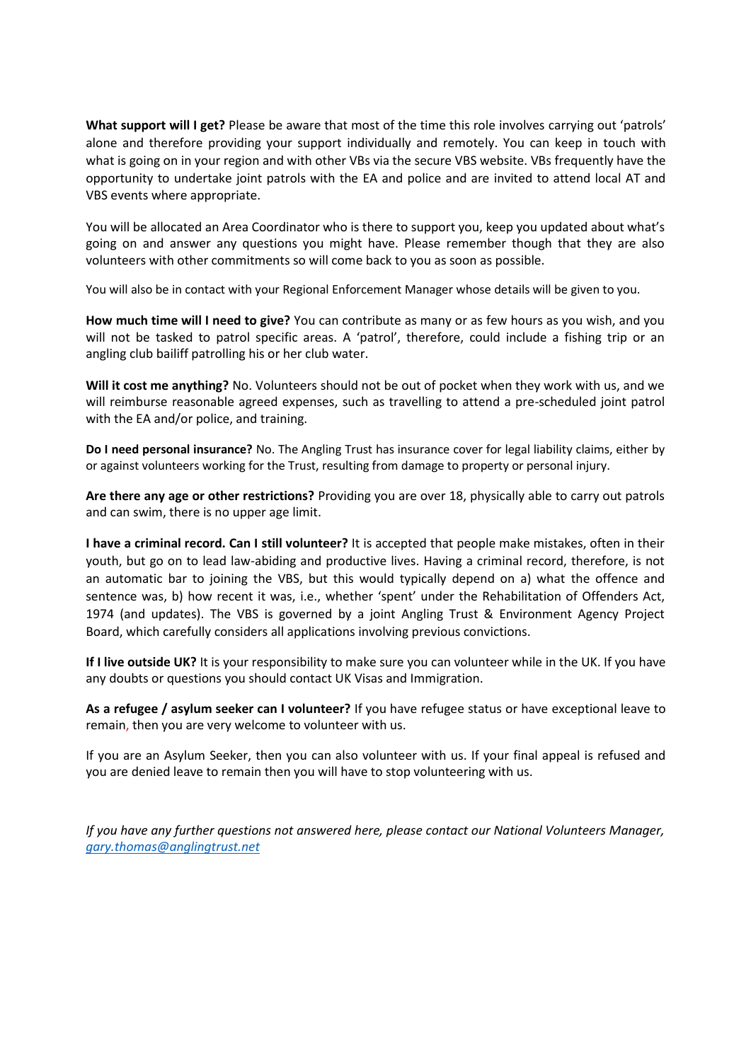**What support will I get?** Please be aware that most of the time this role involves carrying out 'patrols' alone and therefore providing your support individually and remotely. You can keep in touch with what is going on in your region and with other VBs via the secure VBS website. VBs frequently have the opportunity to undertake joint patrols with the EA and police and are invited to attend local AT and VBS events where appropriate.

You will be allocated an Area Coordinator who is there to support you, keep you updated about what's going on and answer any questions you might have. Please remember though that they are also volunteers with other commitments so will come back to you as soon as possible.

You will also be in contact with your Regional Enforcement Manager whose details will be given to you.

**How much time will I need to give?** You can contribute as many or as few hours as you wish, and you will not be tasked to patrol specific areas. A 'patrol', therefore, could include a fishing trip or an angling club bailiff patrolling his or her club water.

**Will it cost me anything?** No. Volunteers should not be out of pocket when they work with us, and we will reimburse reasonable agreed expenses, such as travelling to attend a pre-scheduled joint patrol with the EA and/or police, and training.

**Do I need personal insurance?** No. The Angling Trust has insurance cover for legal liability claims, either by or against volunteers working for the Trust, resulting from damage to property or personal injury.

**Are there any age or other restrictions?** Providing you are over 18, physically able to carry out patrols and can swim, there is no upper age limit.

**I have a criminal record. Can I still volunteer?** It is accepted that people make mistakes, often in their youth, but go on to lead law-abiding and productive lives. Having a criminal record, therefore, is not an automatic bar to joining the VBS, but this would typically depend on a) what the offence and sentence was, b) how recent it was, i.e., whether 'spent' under the Rehabilitation of Offenders Act, 1974 (and updates). The VBS is governed by a joint Angling Trust & Environment Agency Project Board, which carefully considers all applications involving previous convictions.

**If I live outside UK?** It is your responsibility to make sure you can volunteer while in the UK. If you have any doubts or questions you should contact UK Visas and Immigration.

**As a refugee / asylum seeker can I volunteer?** If you have refugee status or have exceptional leave to remain, then you are very welcome to volunteer with us.

If you are an Asylum Seeker, then you can also volunteer with us. If your final appeal is refused and you are denied leave to remain then you will have to stop volunteering with us.

*If you have any further questions not answered here, please contact our National Volunteers Manager, gary.thomas@anglingtrust.net*